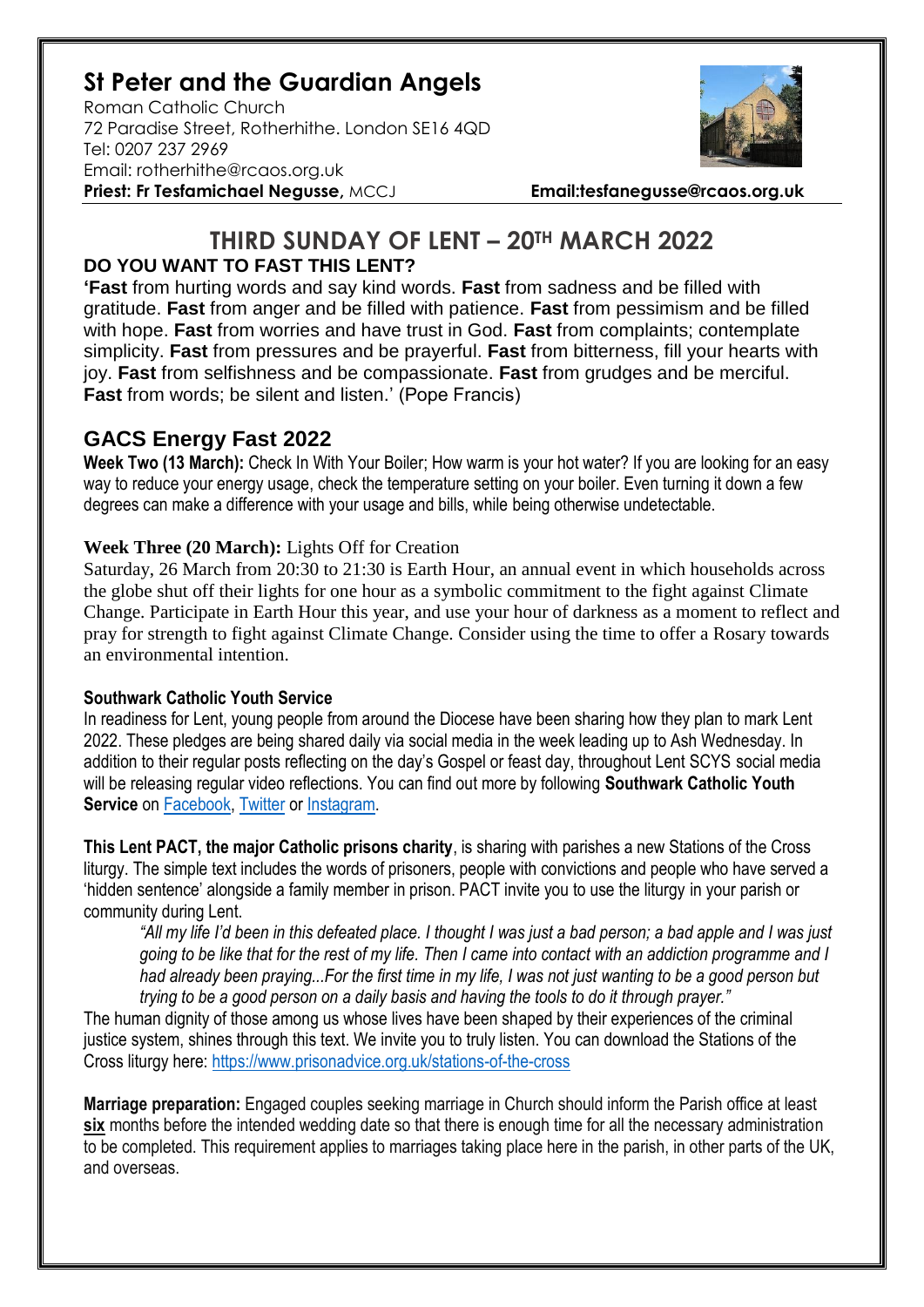# St Peter and the Guardian Angels

Roman Catholic Church
72 Paradise Street, Rotherhithe. London SE16 4QD
Tel: 0207 237 2969
Email: rotherhithe@rcaos.org.uk
**Priest: Fr Tesfamichael Negusse,** MCCJ **Email:tesfanegusse@rcaos.org.uk**

## THIRD SUNDAY OF LENT – 20TH MARCH 2022

### DO YOU WANT TO FAST THIS LENT?

'**Fast** from hurting words and say kind words. **Fast** from sadness and be filled with gratitude. **Fast** from anger and be filled with patience. **Fast** from pessimism and be filled with hope. **Fast** from worries and have trust in God. **Fast** from complaints; contemplate simplicity. **Fast** from pressures and be prayerful. **Fast** from bitterness, fill your hearts with joy. **Fast** from selfishness and be compassionate. **Fast** from grudges and be merciful. **Fast** from words; be silent and listen.' (Pope Francis)

## GACS Energy Fast 2022

**Week Two (13 March):** Check In With Your Boiler; How warm is your hot water? If you are looking for an easy way to reduce your energy usage, check the temperature setting on your boiler. Even turning it down a few degrees can make a difference with your usage and bills, while being otherwise undetectable.

**Week Three (20 March):** Lights Off for Creation

Saturday, 26 March from 20:30 to 21:30 is Earth Hour, an annual event in which households across the globe shut off their lights for one hour as a symbolic commitment to the fight against Climate Change. Participate in Earth Hour this year, and use your hour of darkness as a moment to reflect and pray for strength to fight against Climate Change. Consider using the time to offer a Rosary towards an environmental intention.

**Southwark Catholic Youth Service**

In readiness for Lent, young people from around the Diocese have been sharing how they plan to mark Lent 2022. These pledges are being shared daily via social media in the week leading up to Ash Wednesday. In addition to their regular posts reflecting on the day's Gospel or feast day, throughout Lent SCYS social media will be releasing regular video reflections. You can find out more by following **Southwark Catholic Youth Service** on Facebook, Twitter or Instagram.

**This Lent PACT, the major Catholic prisons charity**, is sharing with parishes a new Stations of the Cross liturgy. The simple text includes the words of prisoners, people with convictions and people who have served a 'hidden sentence' alongside a family member in prison. PACT invite you to use the liturgy in your parish or community during Lent.

> *"All my life I'd been in this defeated place. I thought I was just a bad person; a bad apple and I was just going to be like that for the rest of my life. Then I came into contact with an addiction programme and I had already been praying...For the first time in my life, I was not just wanting to be a good person but trying to be a good person on a daily basis and having the tools to do it through prayer."*

The human dignity of those among us whose lives have been shaped by their experiences of the criminal justice system, shines through this text. We invite you to truly listen. You can download the Stations of the Cross liturgy here: https://www.prisonadvice.org.uk/stations-of-the-cross

**Marriage preparation:** Engaged couples seeking marriage in Church should inform the Parish office at least **six** months before the intended wedding date so that there is enough time for all the necessary administration to be completed. This requirement applies to marriages taking place here in the parish, in other parts of the UK, and overseas.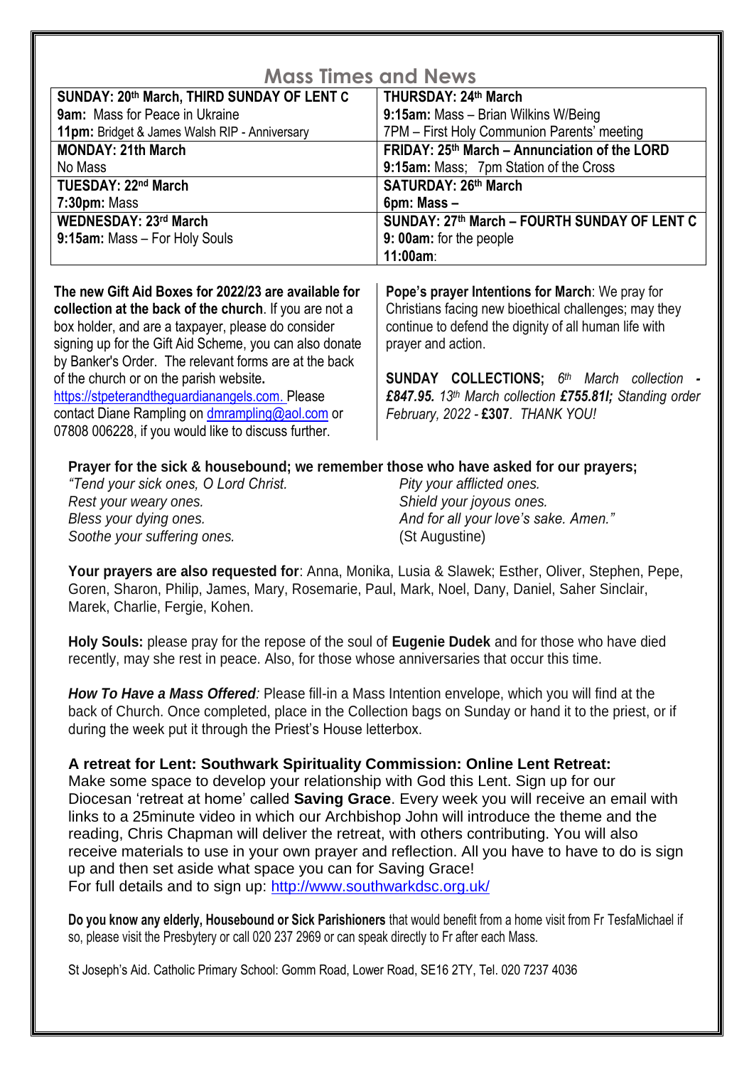## Mass Times and News

| | |
|---|---|
| **SUNDAY: 20th March, THIRD SUNDAY OF LENT C** | **THURSDAY: 24th March** |
| **9am:** Mass for Peace in Ukraine | **9:15am:** Mass – Brian Wilkins W/Being |
| **11pm:** Bridget & James Walsh RIP - Anniversary | 7PM – First Holy Communion Parents' meeting |
| **MONDAY: 21th March** | **FRIDAY: 25th March – Annunciation of the LORD** |
| No Mass | **9:15am:** Mass; 7pm Station of the Cross |
| **TUESDAY: 22nd March** | **SATURDAY: 26th March** |
| **7:30pm:** Mass | **6pm: Mass –** |
| **WEDNESDAY: 23rd March** | **SUNDAY: 27th March – FOURTH SUNDAY OF LENT C** |
| **9:15am:** Mass – For Holy Souls | **9: 00am:** for the people |
| | **11:00am**: |

**The new Gift Aid Boxes for 2022/23 are available for collection at the back of the church**. If you are not a box holder, and are a taxpayer, please do consider signing up for the Gift Aid Scheme, you can also donate by Banker's Order. The relevant forms are at the back of the church or on the parish website**.** https://stpeterandtheguardianangels.com. Please contact Diane Rampling on dmrampling@aol.com or 07808 006228, if you would like to discuss further.

**Pope's prayer Intentions for March**: We pray for Christians facing new bioethical challenges; may they continue to defend the dignity of all human life with prayer and action.

**SUNDAY COLLECTIONS;** *6th March collection - **£847.95.** 13th March collection **£755.81l;** Standing order February, 2022 -* **£307**. *THANK YOU!*

**Prayer for the sick & housebound; we remember those who have asked for our prayers;**

*"Tend your sick ones, O Lord Christ.*
*Rest your weary ones.*
*Bless your dying ones.*
*Soothe your suffering ones.*
*Pity your afflicted ones.*
*Shield your joyous ones.*
*And for all your love's sake. Amen."*
(St Augustine)

**Your prayers are also requested for**: Anna, Monika, Lusia & Slawek; Esther, Oliver, Stephen, Pepe, Goren, Sharon, Philip, James, Mary, Rosemarie, Paul, Mark, Noel, Dany, Daniel, Saher Sinclair, Marek, Charlie, Fergie, Kohen.

**Holy Souls:** please pray for the repose of the soul of **Eugenie Dudek** and for those who have died recently, may she rest in peace. Also, for those whose anniversaries that occur this time.

***How To Have a Mass Offered**:* Please fill-in a Mass Intention envelope, which you will find at the back of Church. Once completed, place in the Collection bags on Sunday or hand it to the priest, or if during the week put it through the Priest's House letterbox.

**A retreat for Lent: Southwark Spirituality Commission: Online Lent Retreat:**
Make some space to develop your relationship with God this Lent. Sign up for our Diocesan 'retreat at home' called **Saving Grace**. Every week you will receive an email with links to a 25minute video in which our Archbishop John will introduce the theme and the reading, Chris Chapman will deliver the retreat, with others contributing. You will also receive materials to use in your own prayer and reflection. All you have to have to do is sign up and then set aside what space you can for Saving Grace!
For full details and to sign up: http://www.southwarkdsc.org.uk/

**Do you know any elderly, Housebound or Sick Parishioners** that would benefit from a home visit from Fr TesfaMichael if so, please visit the Presbytery or call 020 237 2969 or can speak directly to Fr after each Mass.

St Joseph's Aid. Catholic Primary School: Gomm Road, Lower Road, SE16 2TY, Tel. 020 7237 4036